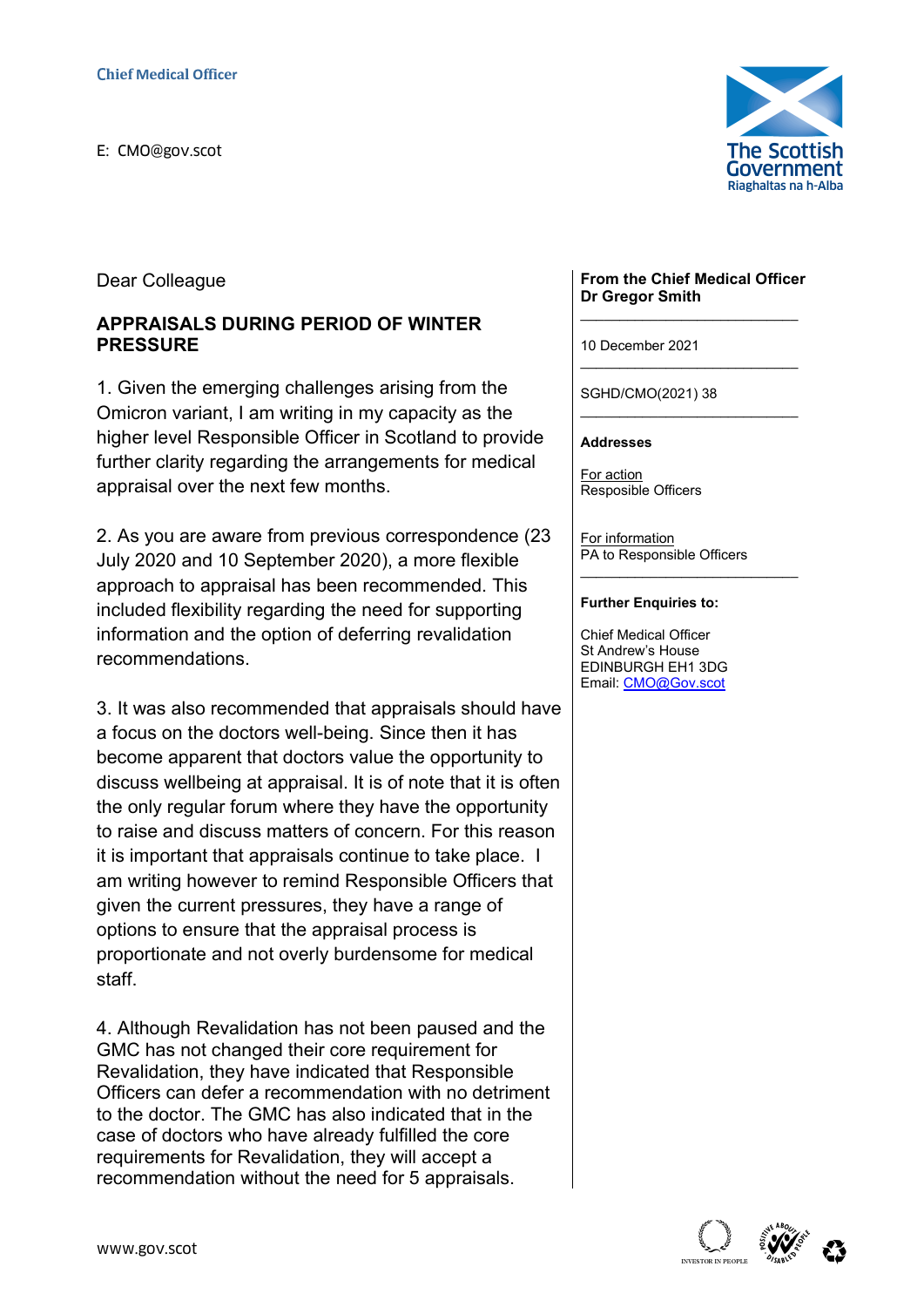**Chief Medical Officer**

E: CMO@gov.scot

**From the Chief Medical Officer**
**Dr Gregor Smith**

10 December 2021

SGHD/CMO(2021) 38

**Addresses**

For action
Resposible Officers

For information
PA to Responsible Officers

**Further Enquiries to:**

Chief Medical Officer
St Andrew's House
EDINBURGH EH1 3DG
Email: CMO@Gov.scot

Dear Colleague

## APPRAISALS DURING PERIOD OF WINTER PRESSURE

1. Given the emerging challenges arising from the Omicron variant, I am writing in my capacity as the higher level Responsible Officer in Scotland to provide further clarity regarding the arrangements for medical appraisal over the next few months.

2. As you are aware from previous correspondence (23 July 2020 and 10 September 2020), a more flexible approach to appraisal has been recommended. This included flexibility regarding the need for supporting information and the option of deferring revalidation recommendations.

3. It was also recommended that appraisals should have a focus on the doctors well-being. Since then it has become apparent that doctors value the opportunity to discuss wellbeing at appraisal. It is of note that it is often the only regular forum where they have the opportunity to raise and discuss matters of concern. For this reason it is important that appraisals continue to take place. I am writing however to remind Responsible Officers that given the current pressures, they have a range of options to ensure that the appraisal process is proportionate and not overly burdensome for medical staff.

4. Although Revalidation has not been paused and the GMC has not changed their core requirement for Revalidation, they have indicated that Responsible Officers can defer a recommendation with no detriment to the doctor. The GMC has also indicated that in the case of doctors who have already fulfilled the core requirements for Revalidation, they will accept a recommendation without the need for 5 appraisals.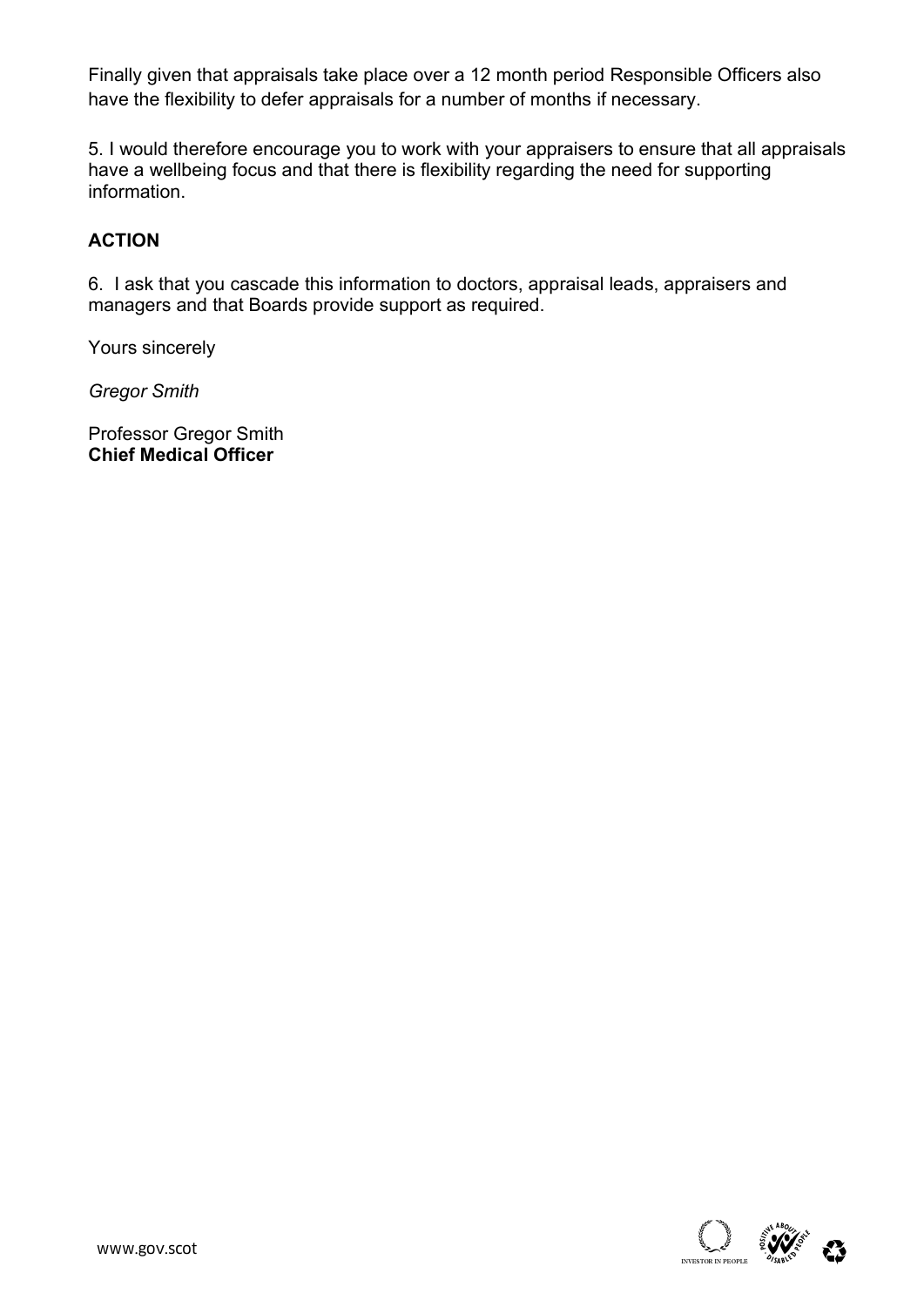Finally given that appraisals take place over a 12 month period Responsible Officers also have the flexibility to defer appraisals for a number of months if necessary.

5. I would therefore encourage you to work with your appraisers to ensure that all appraisals have a wellbeing focus and that there is flexibility regarding the need for supporting information.

**ACTION**

6. I ask that you cascade this information to doctors, appraisal leads, appraisers and managers and that Boards provide support as required.

Yours sincerely

*Gregor Smith*

Professor Gregor Smith
**Chief Medical Officer**